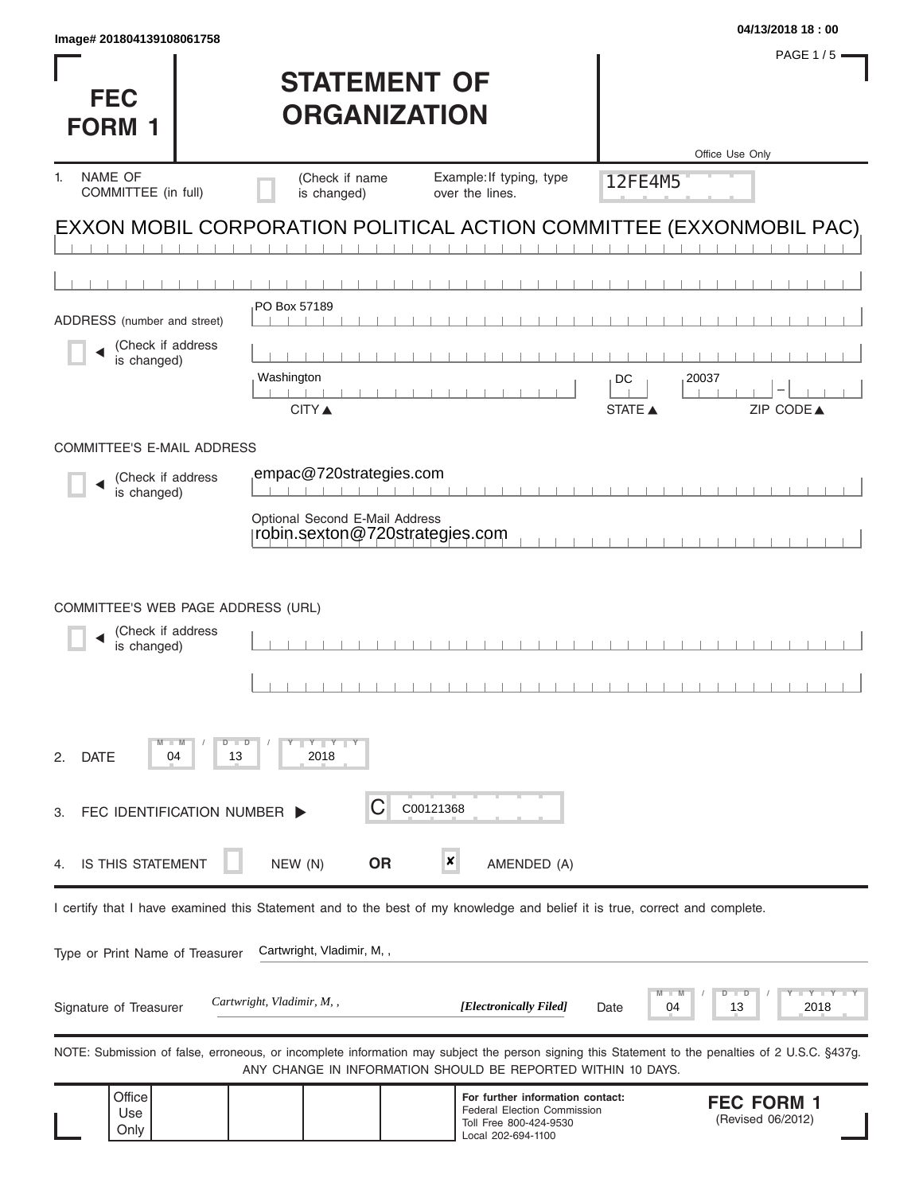Image# 201804139108061758

04/13/2018 18 : 00

# FEC FORM 1

# STATEMENT OF ORGANIZATION

Office Use Only

12FE4M5

1. NAME OF COMMITTEE (in full) (Check if name is changed) Example: If typing, type over the lines.

EXXON MOBIL CORPORATION POLITICAL ACTION COMMITTEE (EXXONMOBIL PAC)

ADDRESS (number and street) (Check if address is changed)

PO Box 57189

| CITY | STATE | ZIP CODE |
|---|---|---|
| Washington | DC | 20037 |

COMMITTEE'S E-MAIL ADDRESS (Check if address is changed)

empac@720strategies.com

Optional Second E-Mail Address

robin.sexton@720strategies.com

COMMITTEE'S WEB PAGE ADDRESS (URL) (Check if address is changed)

2. DATE 04 / 13 / 2018

3. FEC IDENTIFICATION NUMBER C C00121368

4. IS THIS STATEMENT ☐ NEW (N) **OR** ☒ AMENDED (A)

I certify that I have examined this Statement and to the best of my knowledge and belief it is true, correct and complete.

Type or Print Name of Treasurer: Cartwright, Vladimir, M, ,

Signature of Treasurer: *Cartwright, Vladimir, M, ,* ***[Electronically Filed]*** Date 04 / 13 / 2018

NOTE: Submission of false, erroneous, or incomplete information may subject the person signing this Statement to the penalties of 2 U.S.C. §437g.
ANY CHANGE IN INFORMATION SHOULD BE REPORTED WITHIN 10 DAYS.

Office Use Only

**For further information contact:**
Federal Election Commission
Toll Free 800-424-9530
Local 202-694-1100

**FEC FORM 1**
(Revised 06/2012)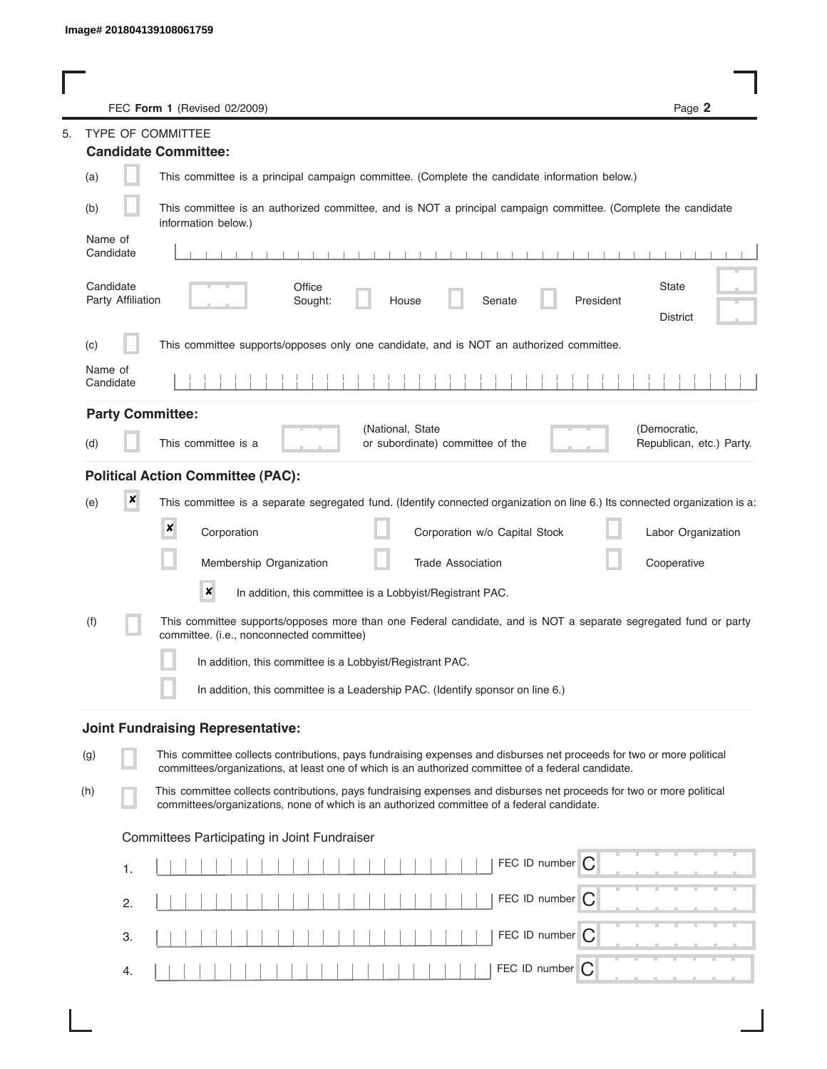Image# 201804139108061759

FEC **Form 1** (Revised 02/2009)

5. TYPE OF COMMITTEE

**Candidate Committee:**

(a) [ ] This committee is a principal campaign committee. (Complete the candidate information below.)

(b) [ ] This committee is an authorized committee, and is NOT a principal campaign committee. (Complete the candidate information below.)

Name of Candidate

Candidate Party Affiliation

Office Sought: [ ] House [ ] Senate [ ] President

State

District

(c) [ ] This committee supports/opposes only one candidate, and is NOT an authorized committee.

Name of Candidate

**Party Committee:**

(d) [ ] This committee is a (National, State or subordinate) committee of the (Democratic, Republican, etc.) Party.

**Political Action Committee (PAC):**

(e) [x] This committee is a separate segregated fund. (Identify connected organization on line 6.) Its connected organization is a:

[x] Corporation [ ] Corporation w/o Capital Stock [ ] Labor Organization

[ ] Membership Organization [ ] Trade Association [ ] Cooperative

[x] In addition, this committee is a Lobbyist/Registrant PAC.

(f) [ ] This committee supports/opposes more than one Federal candidate, and is NOT a separate segregated fund or party committee. (i.e., nonconnected committee)

[ ] In addition, this committee is a Lobbyist/Registrant PAC.

[ ] In addition, this committee is a Leadership PAC. (Identify sponsor on line 6.)

**Joint Fundraising Representative:**

(g) [ ] This committee collects contributions, pays fundraising expenses and disburses net proceeds for two or more political committees/organizations, at least one of which is an authorized committee of a federal candidate.

(h) [ ] This committee collects contributions, pays fundraising expenses and disburses net proceeds for two or more political committees/organizations, none of which is an authorized committee of a federal candidate.

Committees Participating in Joint Fundraiser

1. FEC ID number C

2. FEC ID number C

3. FEC ID number C

4. FEC ID number C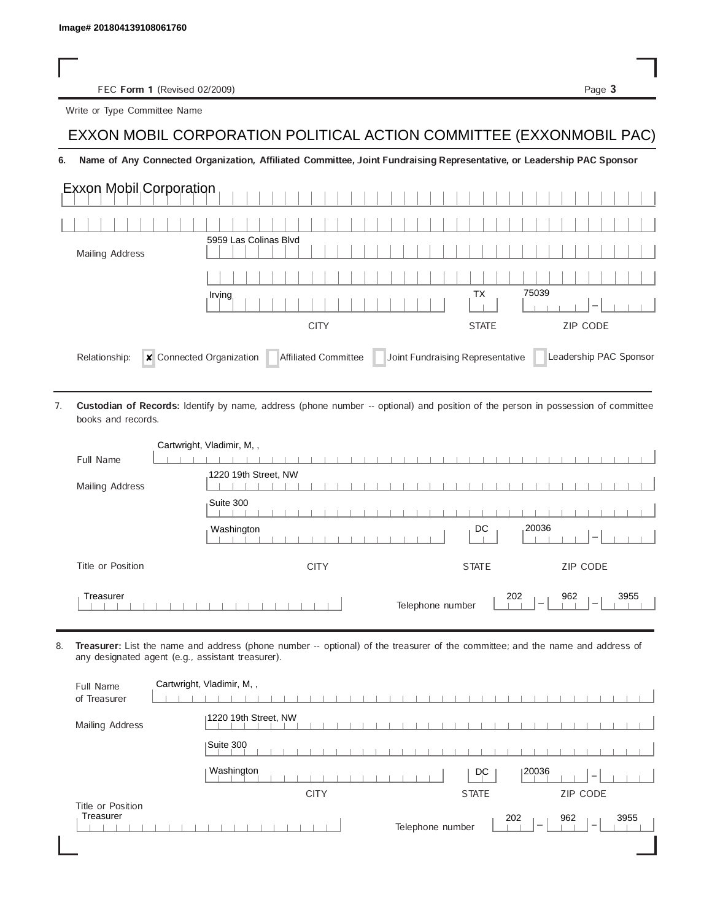Image# 201804139108061760

FEC **Form 1** (Revised 02/2009)

Write or Type Committee Name

# EXXON MOBIL CORPORATION POLITICAL ACTION COMMITTEE (EXXONMOBIL PAC)

**6. Name of Any Connected Organization, Affiliated Committee, Joint Fundraising Representative, or Leadership PAC Sponsor**

Exxon Mobil Corporation

Mailing Address: 5959 Las Colinas Blvd

| CITY | STATE | ZIP CODE |
|---|---|---|
| Irving | TX | 75039 |

Relationship: ☒ Connected Organization ☐ Affiliated Committee ☐ Joint Fundraising Representative ☐ Leadership PAC Sponsor

---

7. **Custodian of Records:** Identify by name, address (phone number -- optional) and position of the person in possession of committee books and records.

Full Name: Cartwright, Vladimir, M, ,

Mailing Address: 1220 19th Street, NW

Suite 300

| CITY | STATE | ZIP CODE |
|---|---|---|
| Washington | DC | 20036 |

Title or Position: Treasurer

Telephone number: 202 - 962 - 3955

---

8. **Treasurer:** List the name and address (phone number -- optional) of the treasurer of the committee; and the name and address of any designated agent (e.g., assistant treasurer).

Full Name of Treasurer: Cartwright, Vladimir, M, ,

Mailing Address: 1220 19th Street, NW

Suite 300

| CITY | STATE | ZIP CODE |
|---|---|---|
| Washington | DC | 20036 |

Title or Position: Treasurer

Telephone number: 202 - 962 - 3955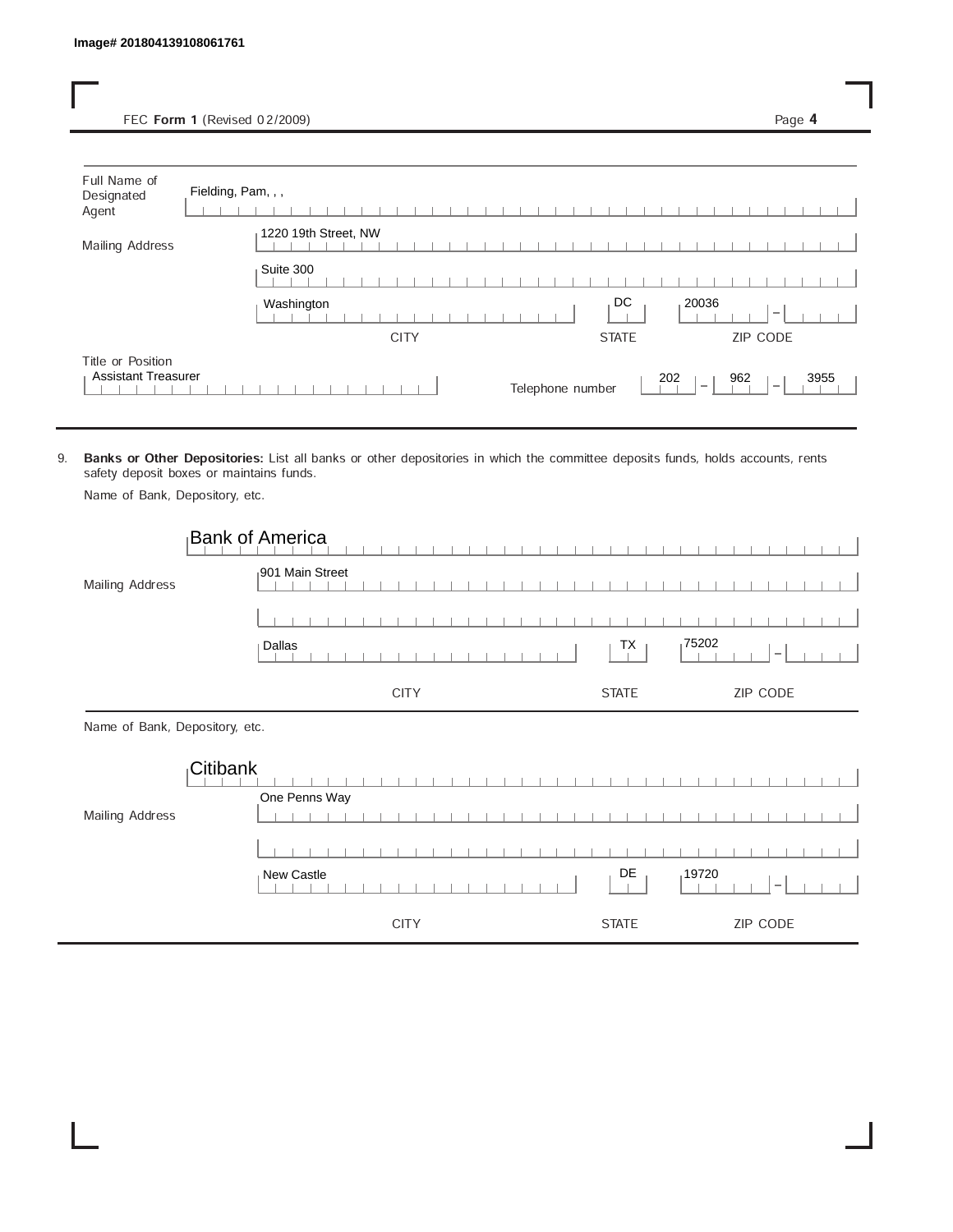Image# 201804139108061761

FEC **Form 1** (Revised 02/2009)

Full Name of Designated Agent: Fielding, Pam, , ,

Mailing Address: 1220 19th Street, NW
Suite 300

| CITY | STATE | ZIP CODE |
| --- | --- | --- |
| Washington | DC | 20036 |

Title or Position: Assistant Treasurer

Telephone number: 202 - 962 - 3955

9. **Banks or Other Depositories:** List all banks or other depositories in which the committee deposits funds, holds accounts, rents safety deposit boxes or maintains funds.

Name of Bank, Depository, etc.

Bank of America

Mailing Address: 901 Main Street

| CITY | STATE | ZIP CODE |
| --- | --- | --- |
| Dallas | TX | 75202 |

Name of Bank, Depository, etc.

Citibank

Mailing Address: One Penns Way

| CITY | STATE | ZIP CODE |
| --- | --- | --- |
| New Castle | DE | 19720 |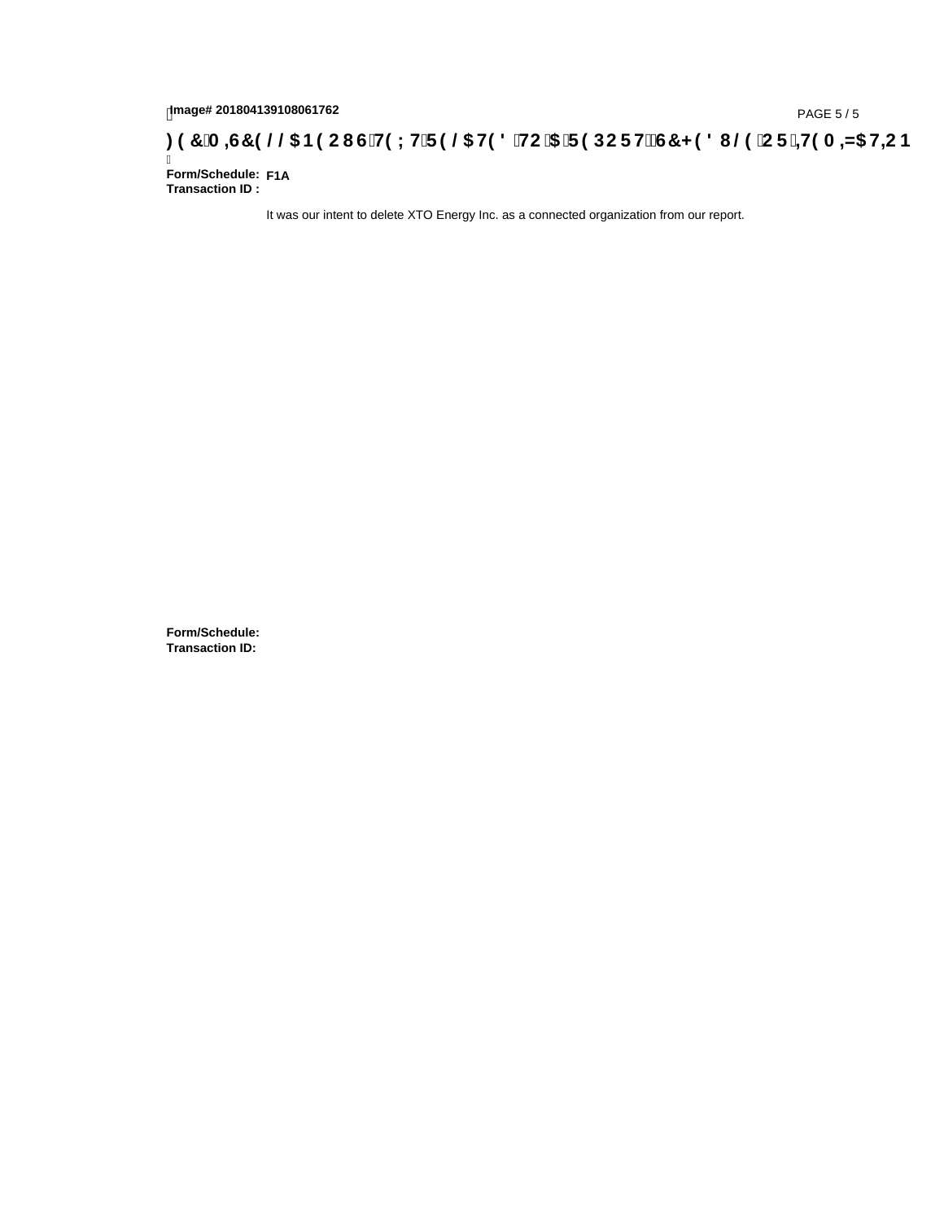**FEC MISCELLANEOUS TEXT RELATED TO A REPORT, SCHEDULE OR ITEMIZATION**

**Form/Schedule:** F1A
**Transaction ID :**

It was our intent to delete XTO Energy Inc. as a connected organization from our report.

**Form/Schedule:**
**Transaction ID:**